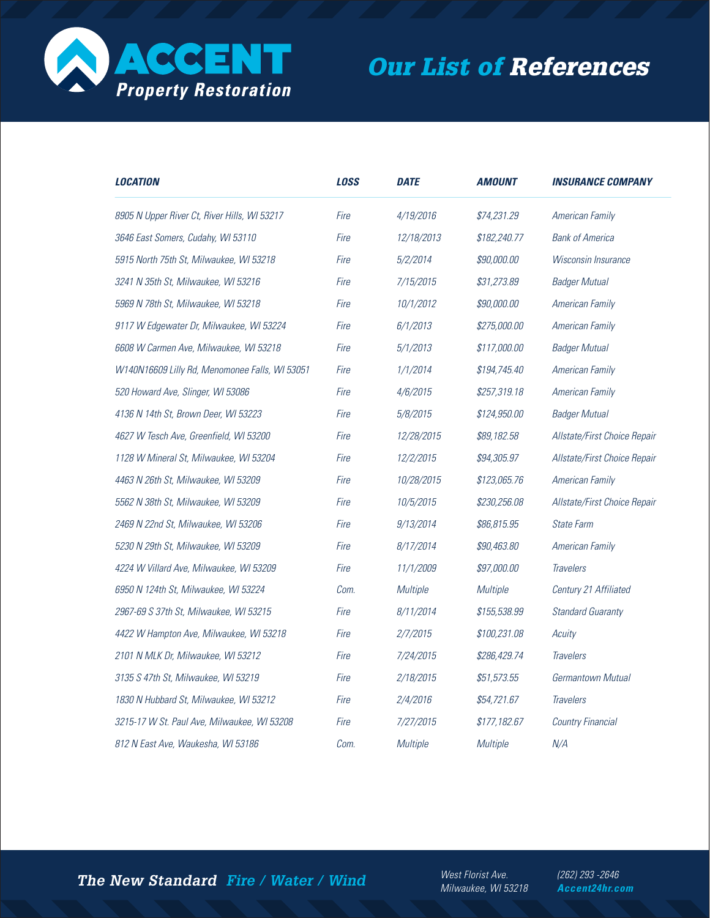# ACCENT Property Restoration

## *Our List of* ***References***

| *LOCATION* | *LOSS* | *DATE* | *AMOUNT* | *INSURANCE COMPANY* |
|---|---|---|---|---|
| *8905 N Upper River Ct, River Hills, WI 53217* | *Fire* | *4/19/2016* | *$74,231.29* | *American Family* |
| *3646 East Somers, Cudahy, WI 53110* | *Fire* | *12/18/2013* | *$182,240.77* | *Bank of America* |
| *5915 North 75th St, Milwaukee, WI 53218* | *Fire* | *5/2/2014* | *$90,000.00* | *Wisconsin Insurance* |
| *3241 N 35th St, Milwaukee, WI 53216* | *Fire* | *7/15/2015* | *$31,273.89* | *Badger Mutual* |
| *5969 N 78th St, Milwaukee, WI 53218* | *Fire* | *10/1/2012* | *$90,000.00* | *American Family* |
| *9117 W Edgewater Dr, Milwaukee, WI 53224* | *Fire* | *6/1/2013* | *$275,000.00* | *American Family* |
| *6608 W Carmen Ave, Milwaukee, WI 53218* | *Fire* | *5/1/2013* | *$117,000.00* | *Badger Mutual* |
| *W140N16609 Lilly Rd, Menomonee Falls, WI 53051* | *Fire* | *1/1/2014* | *$194,745.40* | *American Family* |
| *520 Howard Ave, Slinger, WI 53086* | *Fire* | *4/6/2015* | *$257,319.18* | *American Family* |
| *4136 N 14th St, Brown Deer, WI 53223* | *Fire* | *5/8/2015* | *$124,950.00* | *Badger Mutual* |
| *4627 W Tesch Ave, Greenfield, WI 53200* | *Fire* | *12/28/2015* | *$89,182.58* | *Allstate/First Choice Repair* |
| *1128 W Mineral St, Milwaukee, WI 53204* | *Fire* | *12/2/2015* | *$94,305.97* | *Allstate/First Choice Repair* |
| *4463 N 26th St, Milwaukee, WI 53209* | *Fire* | *10/28/2015* | *$123,065.76* | *American Family* |
| *5562 N 38th St, Milwaukee, WI 53209* | *Fire* | *10/5/2015* | *$230,256.08* | *Allstate/First Choice Repair* |
| *2469 N 22nd St, Milwaukee, WI 53206* | *Fire* | *9/13/2014* | *$86,815.95* | *State Farm* |
| *5230 N 29th St, Milwaukee, WI 53209* | *Fire* | *8/17/2014* | *$90,463.80* | *American Family* |
| *4224 W Villard Ave, Milwaukee, WI 53209* | *Fire* | *11/1/2009* | *$97,000.00* | *Travelers* |
| *6950 N 124th St, Milwaukee, WI 53224* | *Com.* | *Multiple* | *Multiple* | *Century 21 Affiliated* |
| *2967-69 S 37th St, Milwaukee, WI 53215* | *Fire* | *8/11/2014* | *$155,538.99* | *Standard Guaranty* |
| *4422 W Hampton Ave, Milwaukee, WI 53218* | *Fire* | *2/7/2015* | *$100,231.08* | *Acuity* |
| *2101 N MLK Dr, Milwaukee, WI 53212* | *Fire* | *7/24/2015* | *$286,429.74* | *Travelers* |
| *3135 S 47th St, Milwaukee, WI 53219* | *Fire* | *2/18/2015* | *$51,573.55* | *Germantown Mutual* |
| *1830 N Hubbard St, Milwaukee, WI 53212* | *Fire* | *2/4/2016* | *$54,721.67* | *Travelers* |
| *3215-17 W St. Paul Ave, Milwaukee, WI 53208* | *Fire* | *7/27/2015* | *$177,182.67* | *Country Financial* |
| *812 N East Ave, Waukesha, WI 53186* | *Com.* | *Multiple* | *Multiple* | *N/A* |

**The New Standard** *Fire / Water / Wind*

*West Florist Ave.*
*Milwaukee, WI 53218*

*(262) 293 -2646*
***Accent24hr.com***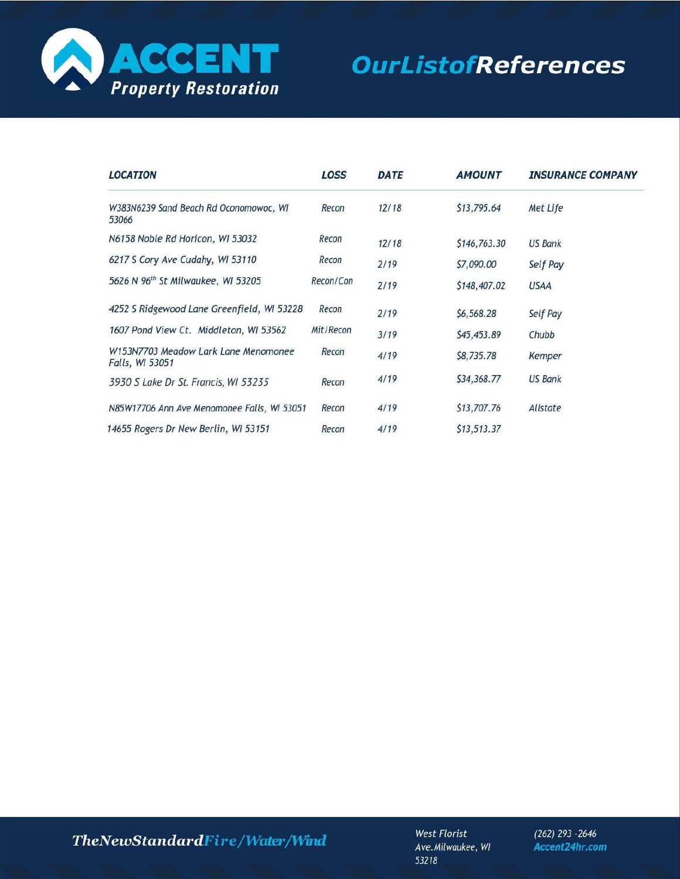# ACCENT Property Restoration

## OurListofReferences

| LOCATION | LOSS | DATE | AMOUNT | INSURANCE COMPANY |
|---|---|---|---|---|
| W383N6239 Sand Beach Rd Oconomowoc, WI 53066 | Recon | 12/18 | $13,795.64 | Met Life |
| N6158 Noble Rd Horicon, WI 53032 | Recon | 12/18 | $146,763.30 | US Bank |
| 6217 S Cory Ave Cudahy, WI 53110 | Recon | 2/19 | $7,090.00 | Self Pay |
| 5626 N 96th St Milwaukee, WI 53205 | Recon/Con | 2/19 | $148,407.02 | USAA |
| 4252 S Ridgewood Lane Greenfield, WI 53228 | Recon | 2/19 | $6,568.28 | Self Pay |
| 1607 Pond View Ct. Middleton, WI 53562 | Mit/Recon | 3/19 | $45,453.89 | Chubb |
| W153N7703 Meadow Lark Lane Menomonee Falls, WI 53051 | Recon | 4/19 | $8,735.78 | Kemper |
| 3930 S Lake Dr St. Francis, WI 53235 | Recon | 4/19 | $34,368.77 | US Bank |
| N85W17706 Ann Ave Menomonee Falls, WI 53051 | Recon | 4/19 | $13,707.76 | Allstate |
| 14655 Rogers Dr New Berlin, WI 53151 | Recon | 4/19 | $13,513.37 | |

*TheNewStandard Fire/Water/Wind*

West Florist Ave. Milwaukee, WI 53218

(262) 293 -2646
Accent24hr.com